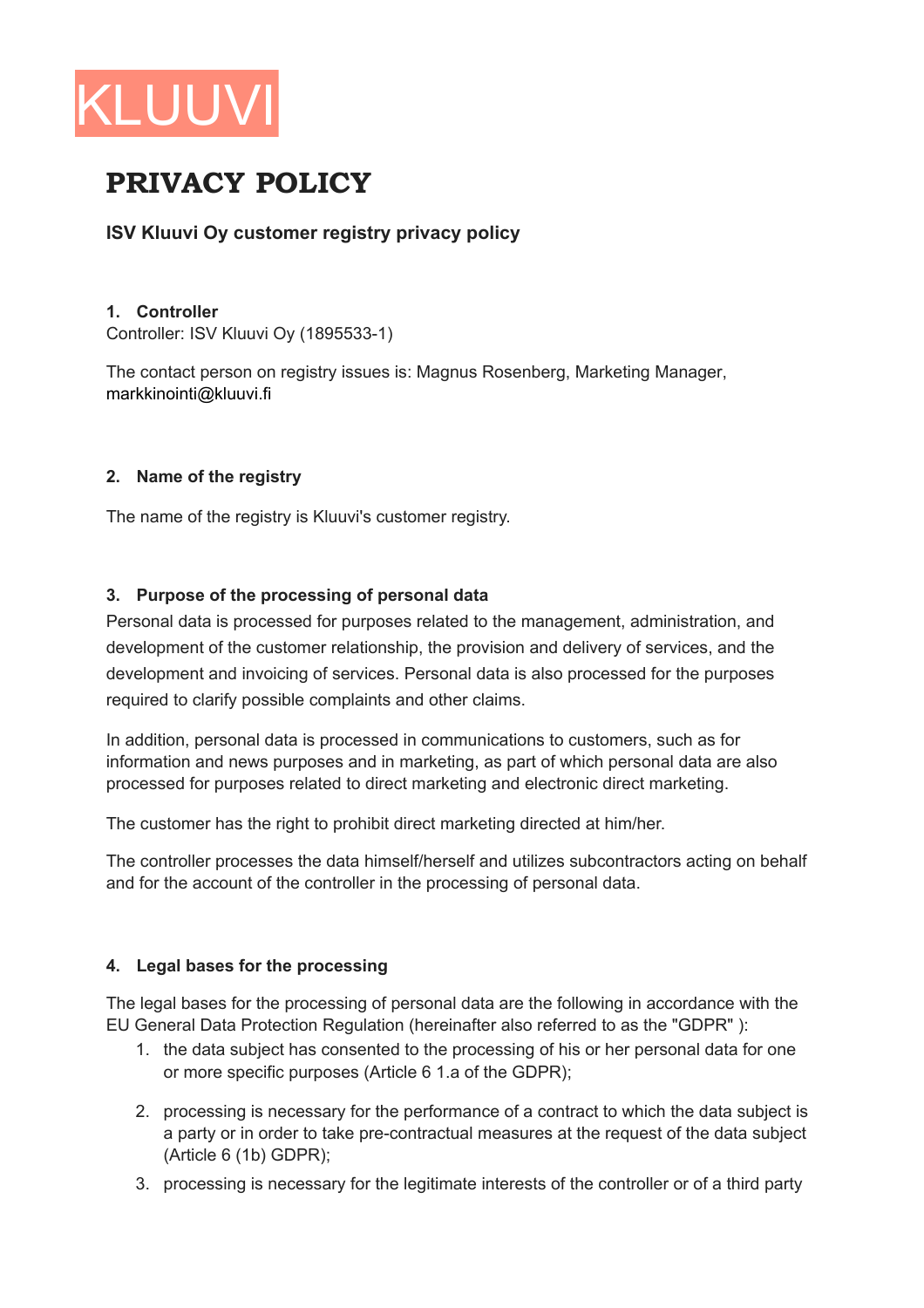KLUUVI

# PRIVACY POLICY

### ISV Kluuvi Oy customer registry privacy policy

**1. Controller**

Controller: ISV Kluuvi Oy (1895533-1)

The contact person on registry issues is: Magnus Rosenberg, Marketing Manager, markkinointi@kluuvi.fi

**2. Name of the registry**

The name of the registry is Kluuvi's customer registry.

**3. Purpose of the processing of personal data**

Personal data is processed for purposes related to the management, administration, and development of the customer relationship, the provision and delivery of services, and the development and invoicing of services. Personal data is also processed for the purposes required to clarify possible complaints and other claims.

In addition, personal data is processed in communications to customers, such as for information and news purposes and in marketing, as part of which personal data are also processed for purposes related to direct marketing and electronic direct marketing.

The customer has the right to prohibit direct marketing directed at him/her.

The controller processes the data himself/herself and utilizes subcontractors acting on behalf and for the account of the controller in the processing of personal data.

**4. Legal bases for the processing**

The legal bases for the processing of personal data are the following in accordance with the EU General Data Protection Regulation (hereinafter also referred to as the "GDPR" ):

1. the data subject has consented to the processing of his or her personal data for one or more specific purposes (Article 6 1.a of the GDPR);
2. processing is necessary for the performance of a contract to which the data subject is a party or in order to take pre-contractual measures at the request of the data subject (Article 6 (1b) GDPR);
3. processing is necessary for the legitimate interests of the controller or of a third party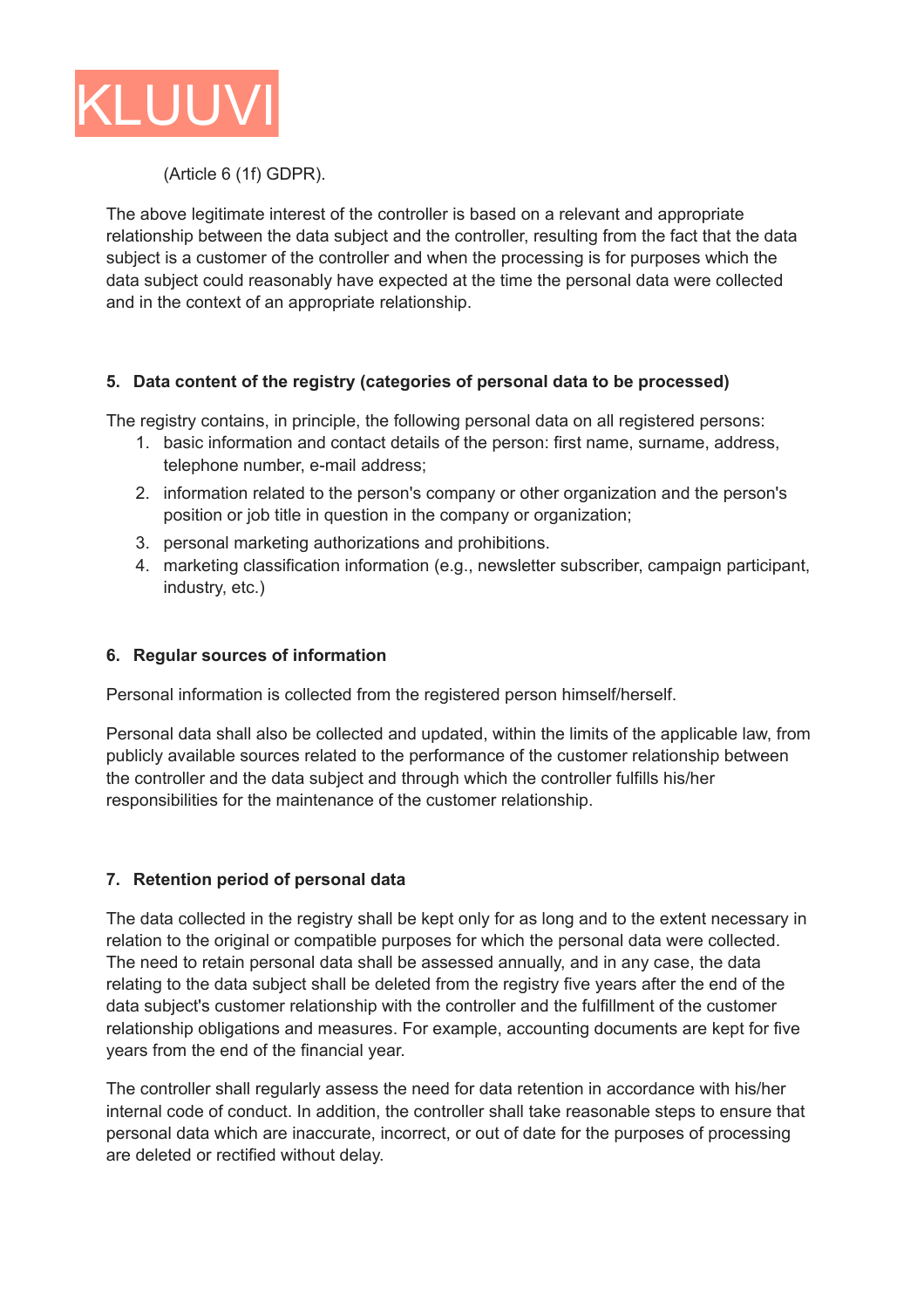(Article 6 (1f) GDPR).

The above legitimate interest of the controller is based on a relevant and appropriate relationship between the data subject and the controller, resulting from the fact that the data subject is a customer of the controller and when the processing is for purposes which the data subject could reasonably have expected at the time the personal data were collected and in the context of an appropriate relationship.

### 5. Data content of the registry (categories of personal data to be processed)

The registry contains, in principle, the following personal data on all registered persons:

1. basic information and contact details of the person: first name, surname, address, telephone number, e-mail address;
2. information related to the person's company or other organization and the person's position or job title in question in the company or organization;
3. personal marketing authorizations and prohibitions.
4. marketing classification information (e.g., newsletter subscriber, campaign participant, industry, etc.)

### 6. Regular sources of information

Personal information is collected from the registered person himself/herself.

Personal data shall also be collected and updated, within the limits of the applicable law, from publicly available sources related to the performance of the customer relationship between the controller and the data subject and through which the controller fulfills his/her responsibilities for the maintenance of the customer relationship.

### 7. Retention period of personal data

The data collected in the registry shall be kept only for as long and to the extent necessary in relation to the original or compatible purposes for which the personal data were collected. The need to retain personal data shall be assessed annually, and in any case, the data relating to the data subject shall be deleted from the registry five years after the end of the data subject's customer relationship with the controller and the fulfillment of the customer relationship obligations and measures. For example, accounting documents are kept for five years from the end of the financial year.

The controller shall regularly assess the need for data retention in accordance with his/her internal code of conduct. In addition, the controller shall take reasonable steps to ensure that personal data which are inaccurate, incorrect, or out of date for the purposes of processing are deleted or rectified without delay.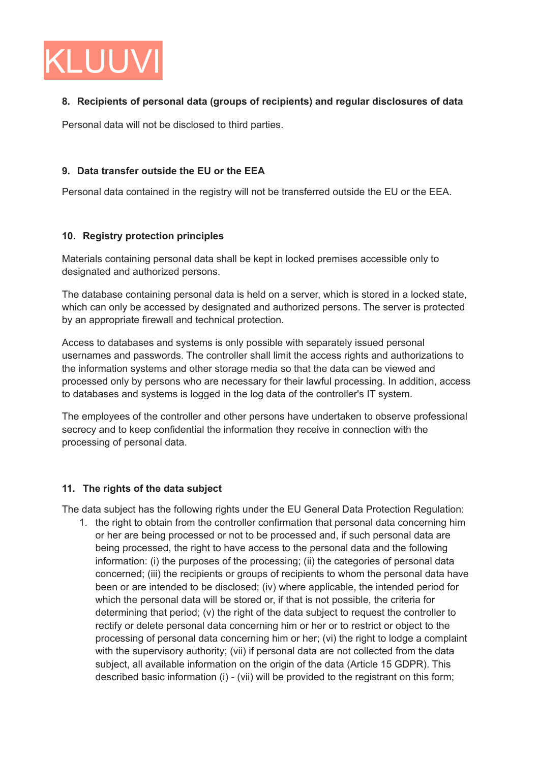KLUUVI

**8. Recipients of personal data (groups of recipients) and regular disclosures of data**

Personal data will not be disclosed to third parties.

**9. Data transfer outside the EU or the EEA**

Personal data contained in the registry will not be transferred outside the EU or the EEA.

**10. Registry protection principles**

Materials containing personal data shall be kept in locked premises accessible only to designated and authorized persons.

The database containing personal data is held on a server, which is stored in a locked state, which can only be accessed by designated and authorized persons. The server is protected by an appropriate firewall and technical protection.

Access to databases and systems is only possible with separately issued personal usernames and passwords. The controller shall limit the access rights and authorizations to the information systems and other storage media so that the data can be viewed and processed only by persons who are necessary for their lawful processing. In addition, access to databases and systems is logged in the log data of the controller's IT system.

The employees of the controller and other persons have undertaken to observe professional secrecy and to keep confidential the information they receive in connection with the processing of personal data.

**11. The rights of the data subject**

The data subject has the following rights under the EU General Data Protection Regulation:

1. the right to obtain from the controller confirmation that personal data concerning him or her are being processed or not to be processed and, if such personal data are being processed, the right to have access to the personal data and the following information: (i) the purposes of the processing; (ii) the categories of personal data concerned; (iii) the recipients or groups of recipients to whom the personal data have been or are intended to be disclosed; (iv) where applicable, the intended period for which the personal data will be stored or, if that is not possible, the criteria for determining that period; (v) the right of the data subject to request the controller to rectify or delete personal data concerning him or her or to restrict or object to the processing of personal data concerning him or her; (vi) the right to lodge a complaint with the supervisory authority; (vii) if personal data are not collected from the data subject, all available information on the origin of the data (Article 15 GDPR). This described basic information (i) - (vii) will be provided to the registrant on this form;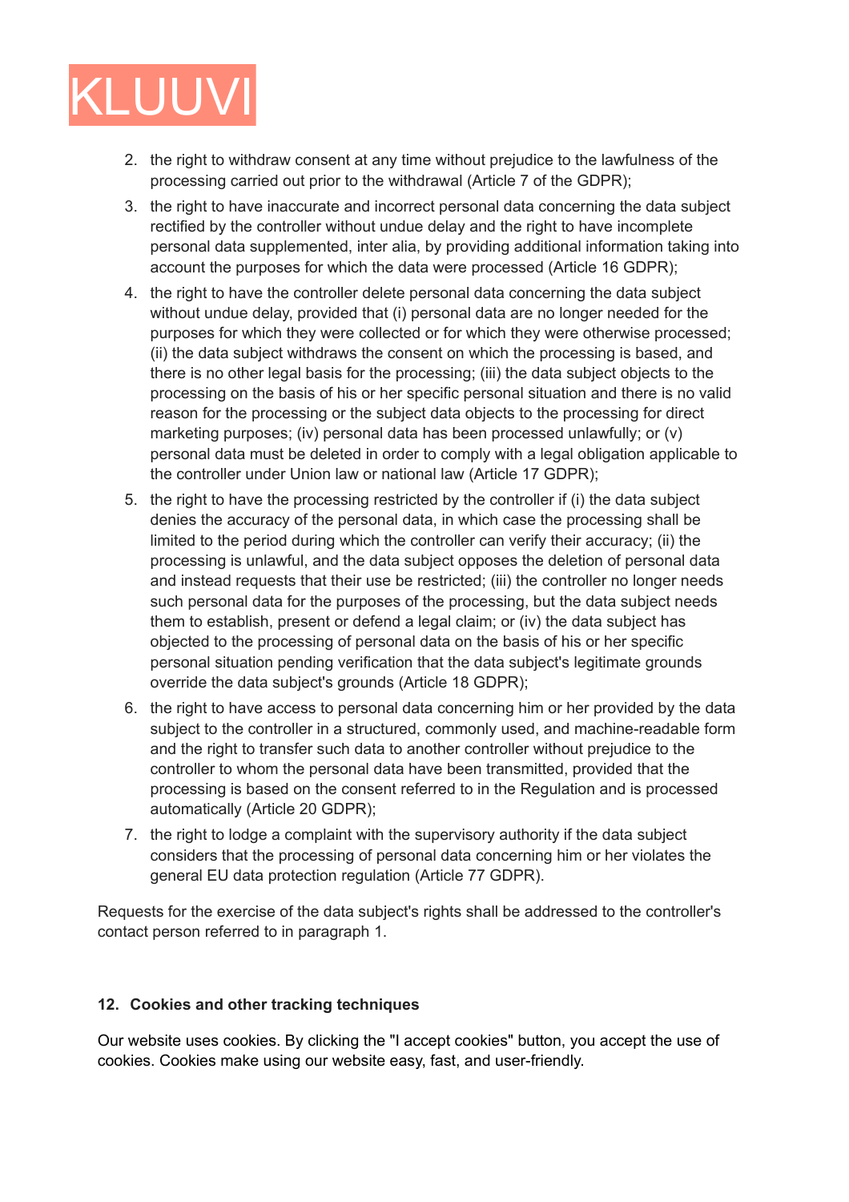2. the right to withdraw consent at any time without prejudice to the lawfulness of the processing carried out prior to the withdrawal (Article 7 of the GDPR);
3. the right to have inaccurate and incorrect personal data concerning the data subject rectified by the controller without undue delay and the right to have incomplete personal data supplemented, inter alia, by providing additional information taking into account the purposes for which the data were processed (Article 16 GDPR);
4. the right to have the controller delete personal data concerning the data subject without undue delay, provided that (i) personal data are no longer needed for the purposes for which they were collected or for which they were otherwise processed; (ii) the data subject withdraws the consent on which the processing is based, and there is no other legal basis for the processing; (iii) the data subject objects to the processing on the basis of his or her specific personal situation and there is no valid reason for the processing or the subject data objects to the processing for direct marketing purposes; (iv) personal data has been processed unlawfully; or (v) personal data must be deleted in order to comply with a legal obligation applicable to the controller under Union law or national law (Article 17 GDPR);
5. the right to have the processing restricted by the controller if (i) the data subject denies the accuracy of the personal data, in which case the processing shall be limited to the period during which the controller can verify their accuracy; (ii) the processing is unlawful, and the data subject opposes the deletion of personal data and instead requests that their use be restricted; (iii) the controller no longer needs such personal data for the purposes of the processing, but the data subject needs them to establish, present or defend a legal claim; or (iv) the data subject has objected to the processing of personal data on the basis of his or her specific personal situation pending verification that the data subject's legitimate grounds override the data subject's grounds (Article 18 GDPR);
6. the right to have access to personal data concerning him or her provided by the data subject to the controller in a structured, commonly used, and machine-readable form and the right to transfer such data to another controller without prejudice to the controller to whom the personal data have been transmitted, provided that the processing is based on the consent referred to in the Regulation and is processed automatically (Article 20 GDPR);
7. the right to lodge a complaint with the supervisory authority if the data subject considers that the processing of personal data concerning him or her violates the general EU data protection regulation (Article 77 GDPR).

Requests for the exercise of the data subject's rights shall be addressed to the controller's contact person referred to in paragraph 1.

## 12. Cookies and other tracking techniques

Our website uses cookies. By clicking the "I accept cookies" button, you accept the use of cookies. Cookies make using our website easy, fast, and user-friendly.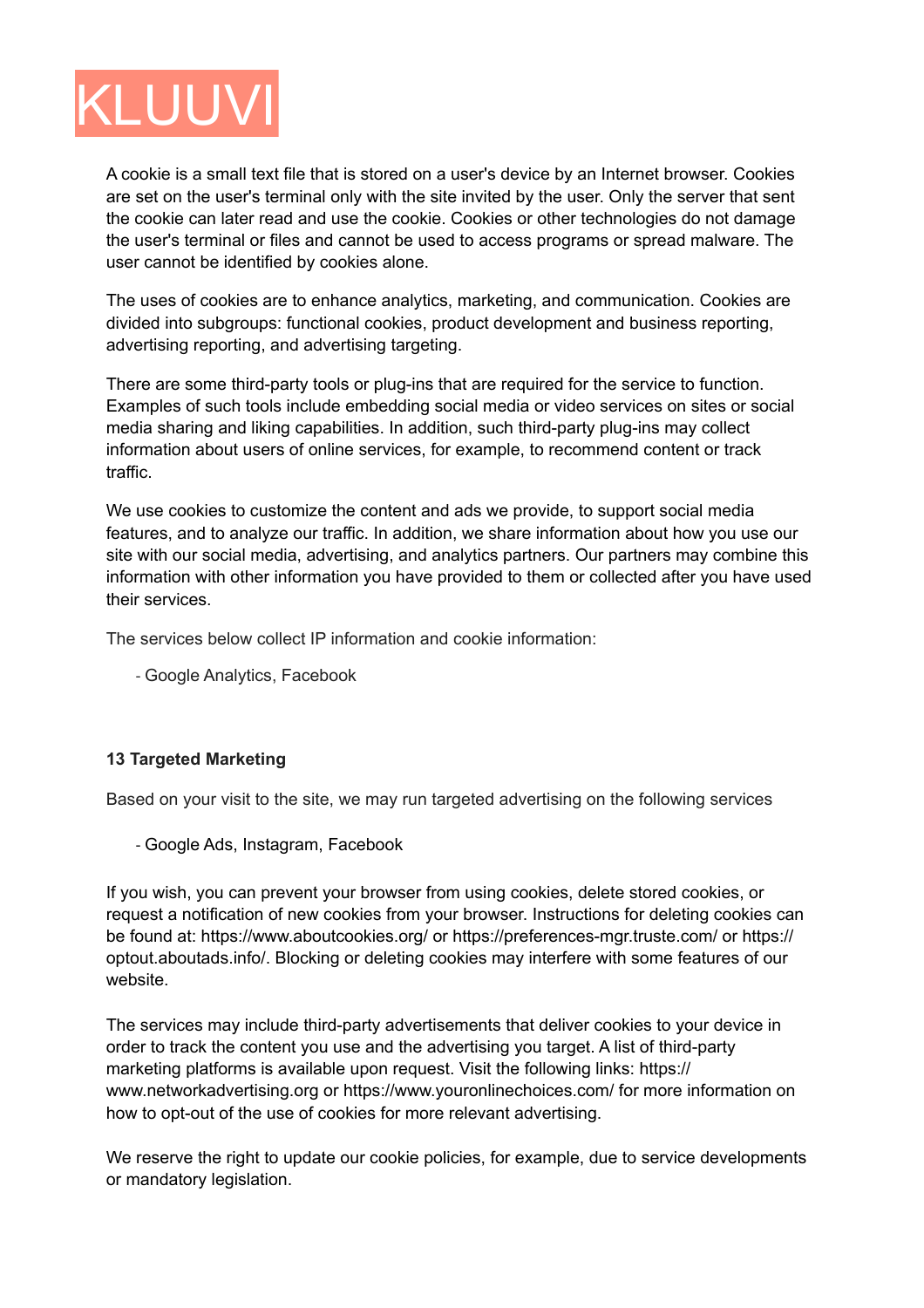KLUUVI

A cookie is a small text file that is stored on a user's device by an Internet browser. Cookies are set on the user's terminal only with the site invited by the user. Only the server that sent the cookie can later read and use the cookie. Cookies or other technologies do not damage the user's terminal or files and cannot be used to access programs or spread malware. The user cannot be identified by cookies alone.

The uses of cookies are to enhance analytics, marketing, and communication. Cookies are divided into subgroups: functional cookies, product development and business reporting, advertising reporting, and advertising targeting.

There are some third-party tools or plug-ins that are required for the service to function. Examples of such tools include embedding social media or video services on sites or social media sharing and liking capabilities. In addition, such third-party plug-ins may collect information about users of online services, for example, to recommend content or track traffic.

We use cookies to customize the content and ads we provide, to support social media features, and to analyze our traffic. In addition, we share information about how you use our site with our social media, advertising, and analytics partners. Our partners may combine this information with other information you have provided to them or collected after you have used their services.

The services below collect IP information and cookie information:

- Google Analytics, Facebook

**13 Targeted Marketing**

Based on your visit to the site, we may run targeted advertising on the following services

- Google Ads, Instagram, Facebook

If you wish, you can prevent your browser from using cookies, delete stored cookies, or request a notification of new cookies from your browser. Instructions for deleting cookies can be found at: https://www.aboutcookies.org/ or https://preferences-mgr.truste.com/ or https://optout.aboutads.info/. Blocking or deleting cookies may interfere with some features of our website.

The services may include third-party advertisements that deliver cookies to your device in order to track the content you use and the advertising you target. A list of third-party marketing platforms is available upon request. Visit the following links: https://www.networkadvertising.org or https://www.youronlinechoices.com/ for more information on how to opt-out of the use of cookies for more relevant advertising.

We reserve the right to update our cookie policies, for example, due to service developments or mandatory legislation.